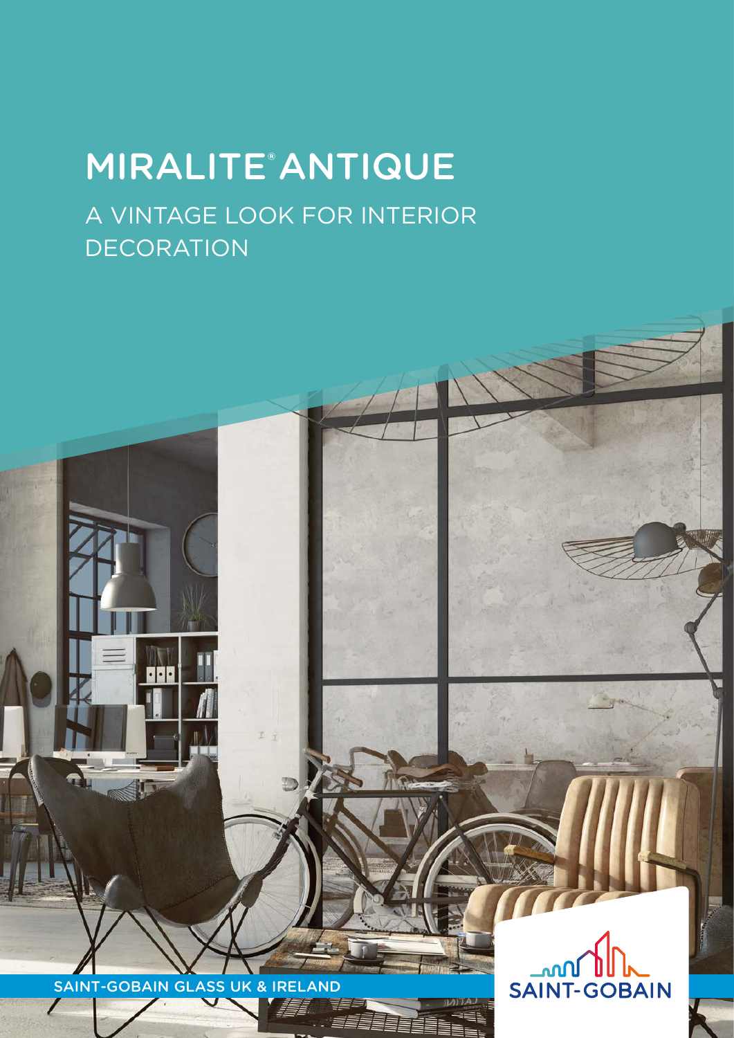# MIRALITE® ANTIQUE

## A VINTAGE LOOK FOR INTERIOR DECORATION

SAINT-GOBAIN GLASS UK & IRELAND

SAINT-GOBAIN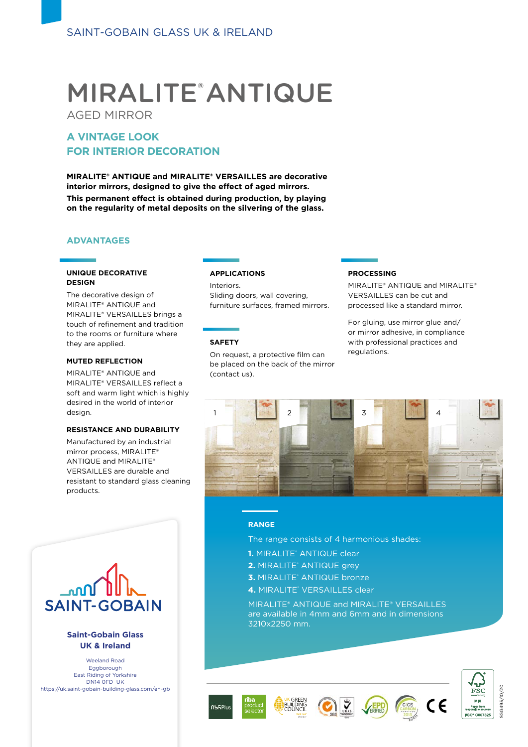SAINT-GOBAIN GLASS UK & IRELAND

# MIRALITE® ANTIQUE

AGED MIRROR

## A VINTAGE LOOK FOR INTERIOR DECORATION

**MIRALITE® ANTIQUE and MIRALITE® VERSAILLES are decorative interior mirrors, designed to give the effect of aged mirrors.**

**This permanent effect is obtained during production, by playing on the regularity of metal deposits on the silvering of the glass.**

## ADVANTAGES

### UNIQUE DECORATIVE DESIGN

The decorative design of MIRALITE® ANTIQUE and MIRALITE® VERSAILLES brings a touch of refinement and tradition to the rooms or furniture where they are applied.

### MUTED REFLECTION

MIRALITE® ANTIQUE and MIRALITE® VERSAILLES reflect a soft and warm light which is highly desired in the world of interior design.

### RESISTANCE AND DURABILITY

Manufactured by an industrial mirror process, MIRALITE® ANTIQUE and MIRALITE® VERSAILLES are durable and resistant to standard glass cleaning products.

### APPLICATIONS

Interiors.

Sliding doors, wall covering, furniture surfaces, framed mirrors.

### SAFETY

On request, a protective film can be placed on the back of the mirror (contact us).

### PROCESSING

MIRALITE® ANTIQUE and MIRALITE® VERSAILLES can be cut and processed like a standard mirror.

For gluing, use mirror glue and/or mirror adhesive, in compliance with professional practices and regulations.

1 2 3 4

### RANGE

The range consists of 4 harmonious shades:

1. MIRALITE® ANTIQUE clear
2. MIRALITE® ANTIQUE grey
3. MIRALITE® ANTIQUE bronze
4. MIRALITE® VERSAILLES clear

MIRALITE® ANTIQUE and MIRALITE® VERSAILLES are available in 4mm and 6mm and in dimensions 3210x2250 mm.

SAINT-GOBAIN

**Saint-Gobain Glass UK & Ireland**

Weeland Road
Eggborough
East Riding of Yorkshire
DN14 0FD UK
https://uk.saint-gobain-building-glass.com/en-gb

SGG495/10/20